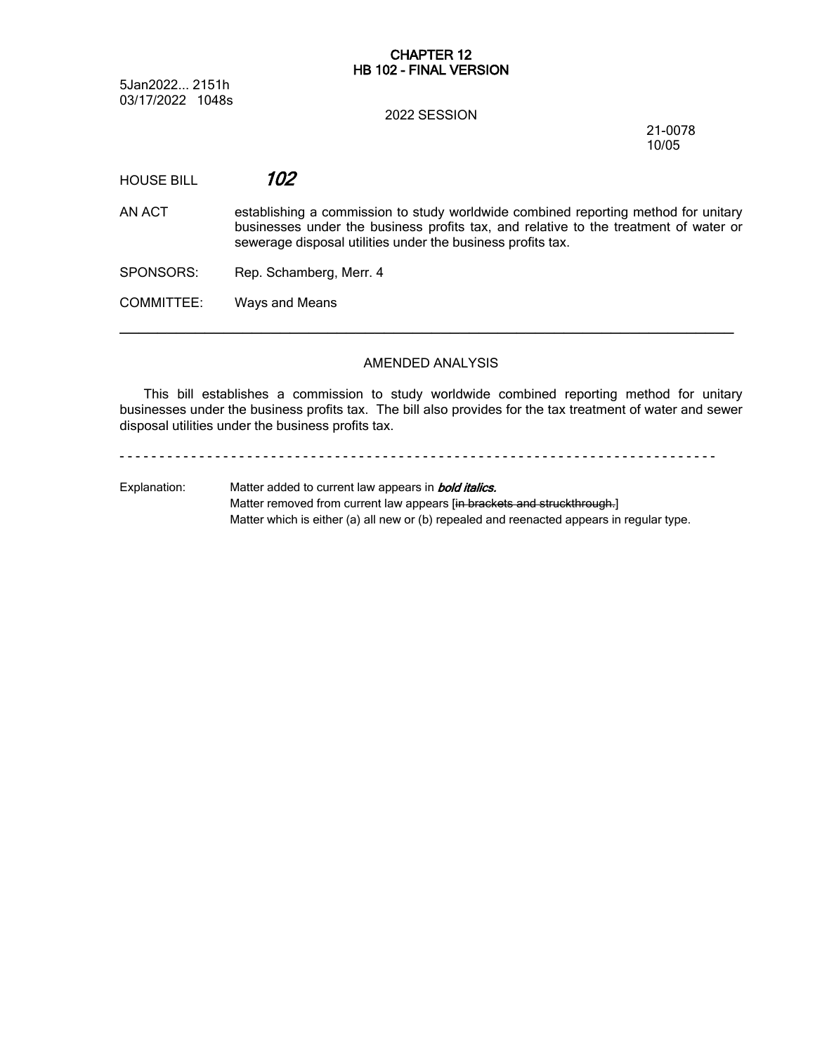**CHAPTER 12**
**HB 102 - FINAL VERSION**

5Jan2022... 2151h
03/17/2022 1048s

2022 SESSION

21-0078
10/05

HOUSE BILL ***102***

AN ACT establishing a commission to study worldwide combined reporting method for unitary businesses under the business profits tax, and relative to the treatment of water or sewerage disposal utilities under the business profits tax.

SPONSORS: Rep. Schamberg, Merr. 4

COMMITTEE: Ways and Means

---

AMENDED ANALYSIS

This bill establishes a commission to study worldwide combined reporting method for unitary businesses under the business profits tax. The bill also provides for the tax treatment of water and sewer disposal utilities under the business profits tax.

- - - - - - - - - - - - - - - - - - - - - - - - - - - - - - - - - - - - - - - - - - - - - - - - - - - - - - - - - - - - - - - - - - - - - - - - - -

Explanation: Matter added to current law appears in ***bold italics.***
Matter removed from current law appears [~~in brackets and struckthrough.~~]
Matter which is either (a) all new or (b) repealed and reenacted appears in regular type.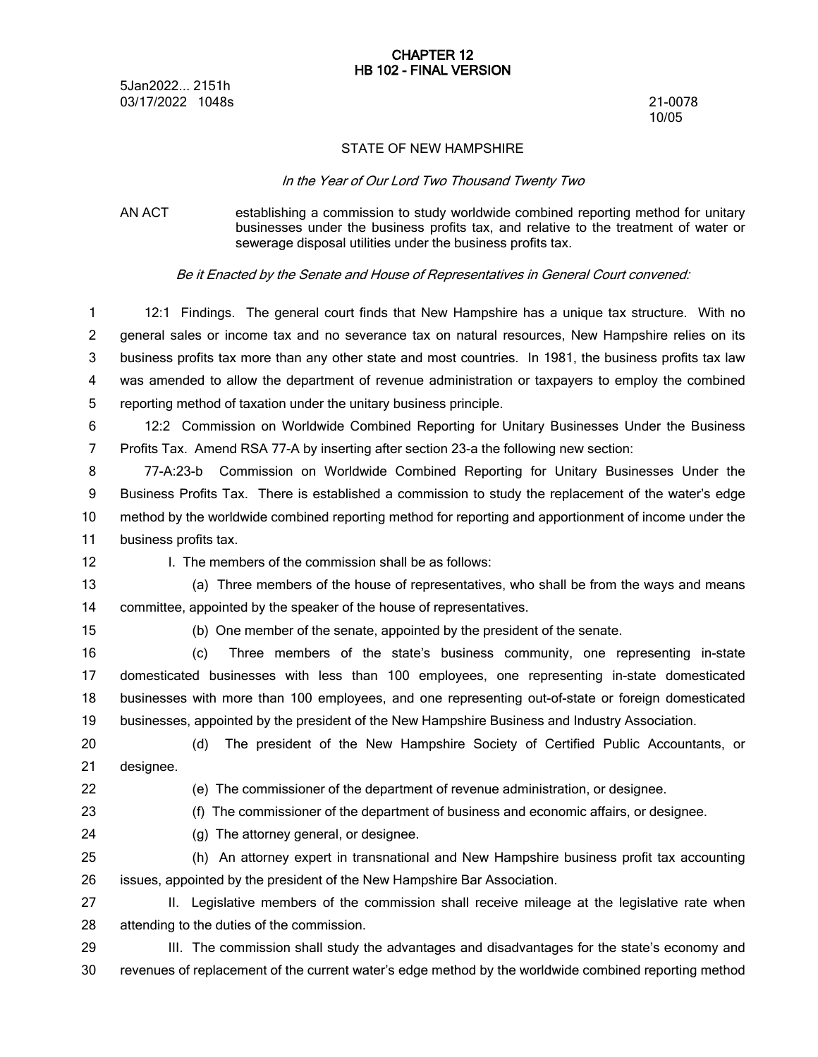# CHAPTER 12
## HB 102 - FINAL VERSION

5Jan2022... 2151h
03/17/2022 1048s

21-0078
10/05

STATE OF NEW HAMPSHIRE

*In the Year of Our Lord Two Thousand Twenty Two*

AN ACT establishing a commission to study worldwide combined reporting method for unitary businesses under the business profits tax, and relative to the treatment of water or sewerage disposal utilities under the business profits tax.

*Be it Enacted by the Senate and House of Representatives in General Court convened:*

12:1 Findings. The general court finds that New Hampshire has a unique tax structure. With no general sales or income tax and no severance tax on natural resources, New Hampshire relies on its business profits tax more than any other state and most countries. In 1981, the business profits tax law was amended to allow the department of revenue administration or taxpayers to employ the combined reporting method of taxation under the unitary business principle.

12:2 Commission on Worldwide Combined Reporting for Unitary Businesses Under the Business Profits Tax. Amend RSA 77-A by inserting after section 23-a the following new section:

77-A:23-b Commission on Worldwide Combined Reporting for Unitary Businesses Under the Business Profits Tax. There is established a commission to study the replacement of the water's edge method by the worldwide combined reporting method for reporting and apportionment of income under the business profits tax.

I. The members of the commission shall be as follows:

(a) Three members of the house of representatives, who shall be from the ways and means committee, appointed by the speaker of the house of representatives.

(b) One member of the senate, appointed by the president of the senate.

(c) Three members of the state's business community, one representing in-state domesticated businesses with less than 100 employees, one representing in-state domesticated businesses with more than 100 employees, and one representing out-of-state or foreign domesticated businesses, appointed by the president of the New Hampshire Business and Industry Association.

(d) The president of the New Hampshire Society of Certified Public Accountants, or designee.

(e) The commissioner of the department of revenue administration, or designee.

(f) The commissioner of the department of business and economic affairs, or designee.

(g) The attorney general, or designee.

(h) An attorney expert in transnational and New Hampshire business profit tax accounting issues, appointed by the president of the New Hampshire Bar Association.

II. Legislative members of the commission shall receive mileage at the legislative rate when attending to the duties of the commission.

III. The commission shall study the advantages and disadvantages for the state's economy and revenues of replacement of the current water's edge method by the worldwide combined reporting method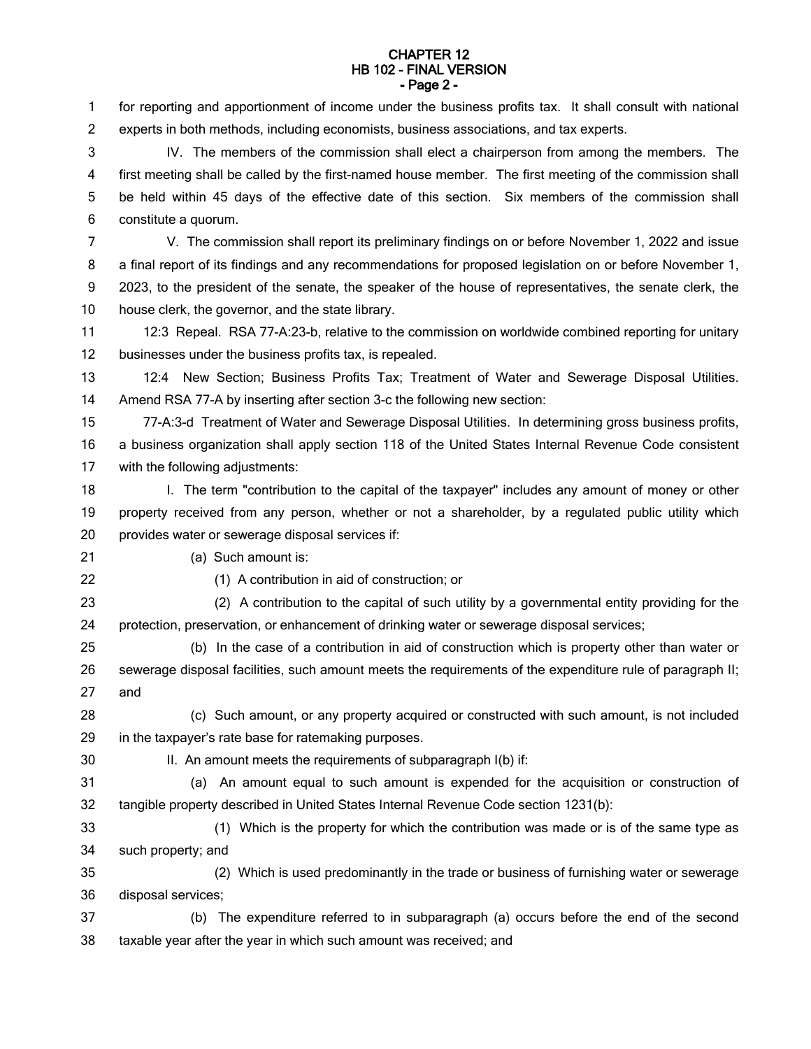for reporting and apportionment of income under the business profits tax. It shall consult with national experts in both methods, including economists, business associations, and tax experts.

IV. The members of the commission shall elect a chairperson from among the members. The first meeting shall be called by the first-named house member. The first meeting of the commission shall be held within 45 days of the effective date of this section. Six members of the commission shall constitute a quorum.

V. The commission shall report its preliminary findings on or before November 1, 2022 and issue a final report of its findings and any recommendations for proposed legislation on or before November 1, 2023, to the president of the senate, the speaker of the house of representatives, the senate clerk, the house clerk, the governor, and the state library.

12:3 Repeal. RSA 77-A:23-b, relative to the commission on worldwide combined reporting for unitary businesses under the business profits tax, is repealed.

12:4 New Section; Business Profits Tax; Treatment of Water and Sewerage Disposal Utilities. Amend RSA 77-A by inserting after section 3-c the following new section:

77-A:3-d Treatment of Water and Sewerage Disposal Utilities. In determining gross business profits, a business organization shall apply section 118 of the United States Internal Revenue Code consistent with the following adjustments:

I. The term "contribution to the capital of the taxpayer" includes any amount of money or other property received from any person, whether or not a shareholder, by a regulated public utility which provides water or sewerage disposal services if:

(a) Such amount is:

(1) A contribution in aid of construction; or

(2) A contribution to the capital of such utility by a governmental entity providing for the protection, preservation, or enhancement of drinking water or sewerage disposal services;

(b) In the case of a contribution in aid of construction which is property other than water or sewerage disposal facilities, such amount meets the requirements of the expenditure rule of paragraph II; and

(c) Such amount, or any property acquired or constructed with such amount, is not included in the taxpayer's rate base for ratemaking purposes.

II. An amount meets the requirements of subparagraph I(b) if:

(a) An amount equal to such amount is expended for the acquisition or construction of tangible property described in United States Internal Revenue Code section 1231(b):

(1) Which is the property for which the contribution was made or is of the same type as such property; and

(2) Which is used predominantly in the trade or business of furnishing water or sewerage disposal services;

(b) The expenditure referred to in subparagraph (a) occurs before the end of the second taxable year after the year in which such amount was received; and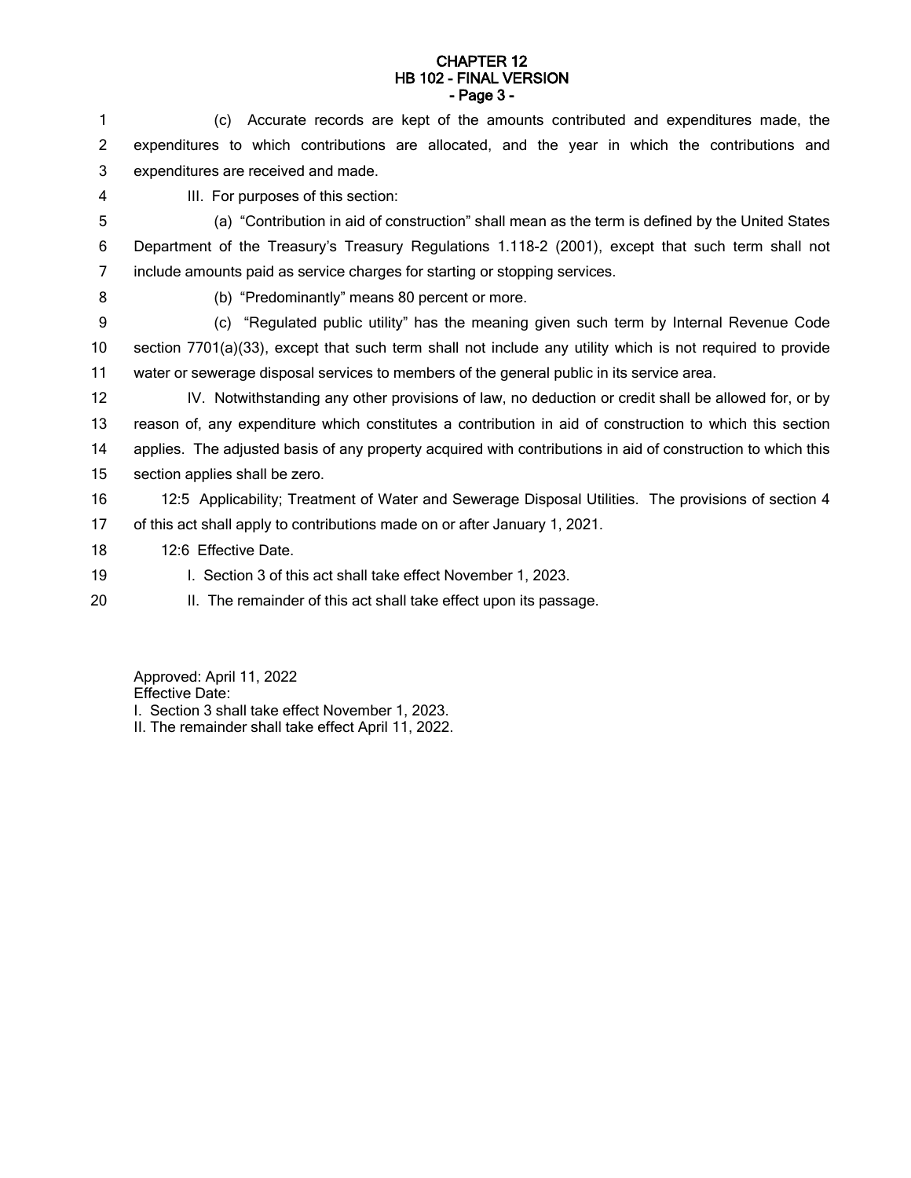(c) Accurate records are kept of the amounts contributed and expenditures made, the expenditures to which contributions are allocated, and the year in which the contributions and expenditures are received and made.

III. For purposes of this section:

(a) "Contribution in aid of construction" shall mean as the term is defined by the United States Department of the Treasury's Treasury Regulations 1.118-2 (2001), except that such term shall not include amounts paid as service charges for starting or stopping services.

(b) "Predominantly" means 80 percent or more.

(c) "Regulated public utility" has the meaning given such term by Internal Revenue Code section 7701(a)(33), except that such term shall not include any utility which is not required to provide water or sewerage disposal services to members of the general public in its service area.

IV. Notwithstanding any other provisions of law, no deduction or credit shall be allowed for, or by reason of, any expenditure which constitutes a contribution in aid of construction to which this section applies. The adjusted basis of any property acquired with contributions in aid of construction to which this section applies shall be zero.

12:5 Applicability; Treatment of Water and Sewerage Disposal Utilities. The provisions of section 4 of this act shall apply to contributions made on or after January 1, 2021.

12:6 Effective Date.

I. Section 3 of this act shall take effect November 1, 2023.

II. The remainder of this act shall take effect upon its passage.

Approved: April 11, 2022
Effective Date:
I. Section 3 shall take effect November 1, 2023.
II. The remainder shall take effect April 11, 2022.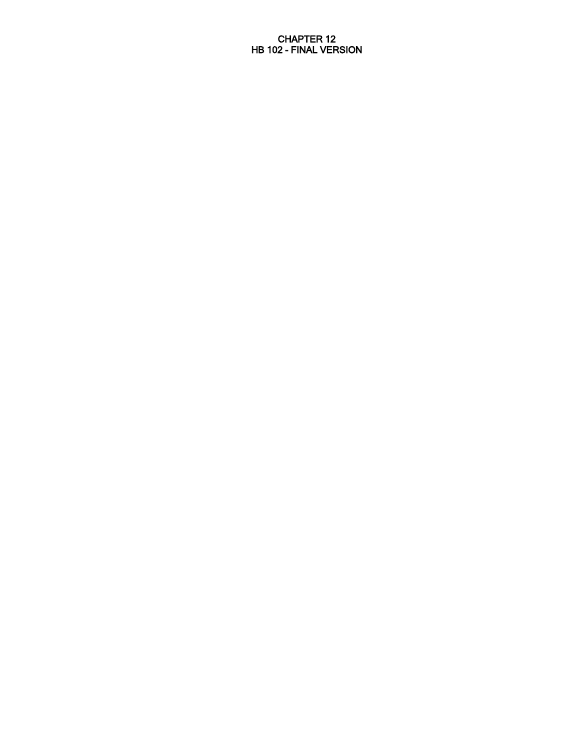CHAPTER 12
HB 102 - FINAL VERSION